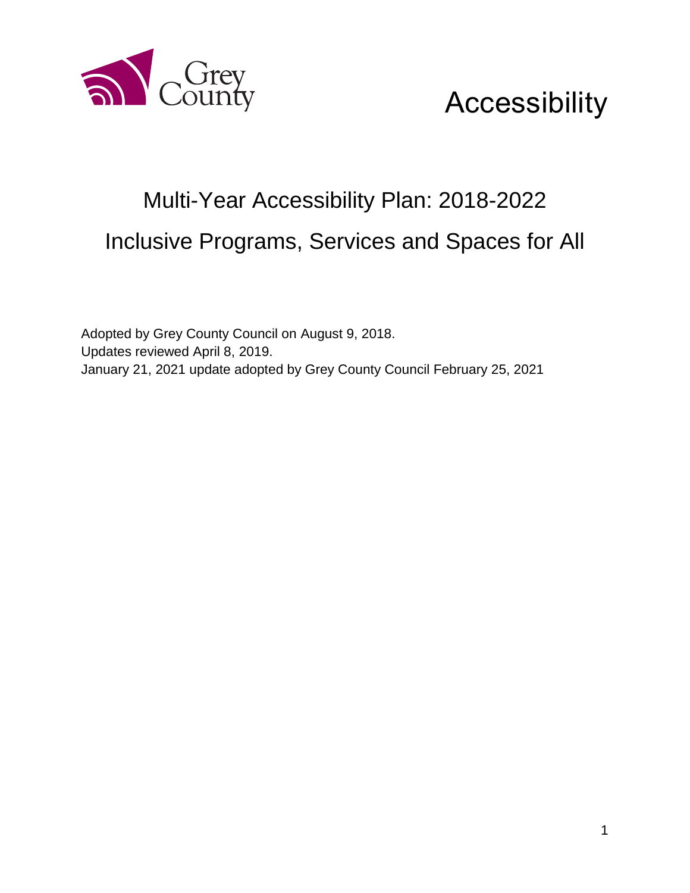Grey County

# Accessibility

## Multi-Year Accessibility Plan: 2018-2022

## Inclusive Programs, Services and Spaces for All

Adopted by Grey County Council on August 9, 2018.
Updates reviewed April 8, 2019.
January 21, 2021 update adopted by Grey County Council February 25, 2021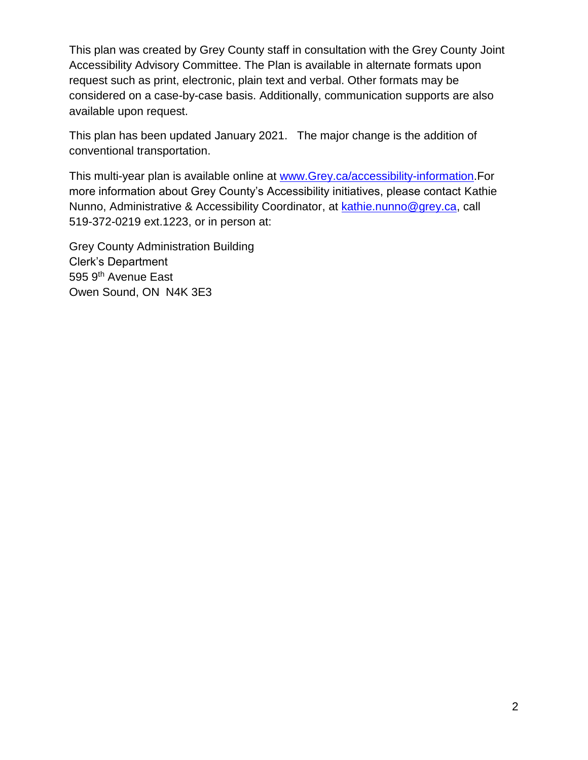This plan was created by Grey County staff in consultation with the Grey County Joint Accessibility Advisory Committee. The Plan is available in alternate formats upon request such as print, electronic, plain text and verbal. Other formats may be considered on a case-by-case basis. Additionally, communication supports are also available upon request.

This plan has been updated January 2021. The major change is the addition of conventional transportation.

This multi-year plan is available online at [www.Grey.ca/accessibility-information](http://www.Grey.ca/accessibility-information).For more information about Grey County's Accessibility initiatives, please contact Kathie Nunno, Administrative & Accessibility Coordinator, at [kathie.nunno@grey.ca](mailto:kathie.nunno@grey.ca), call 519-372-0219 ext.1223, or in person at:

Grey County Administration Building  
Clerk's Department  
595 9th Avenue East  
Owen Sound, ON N4K 3E3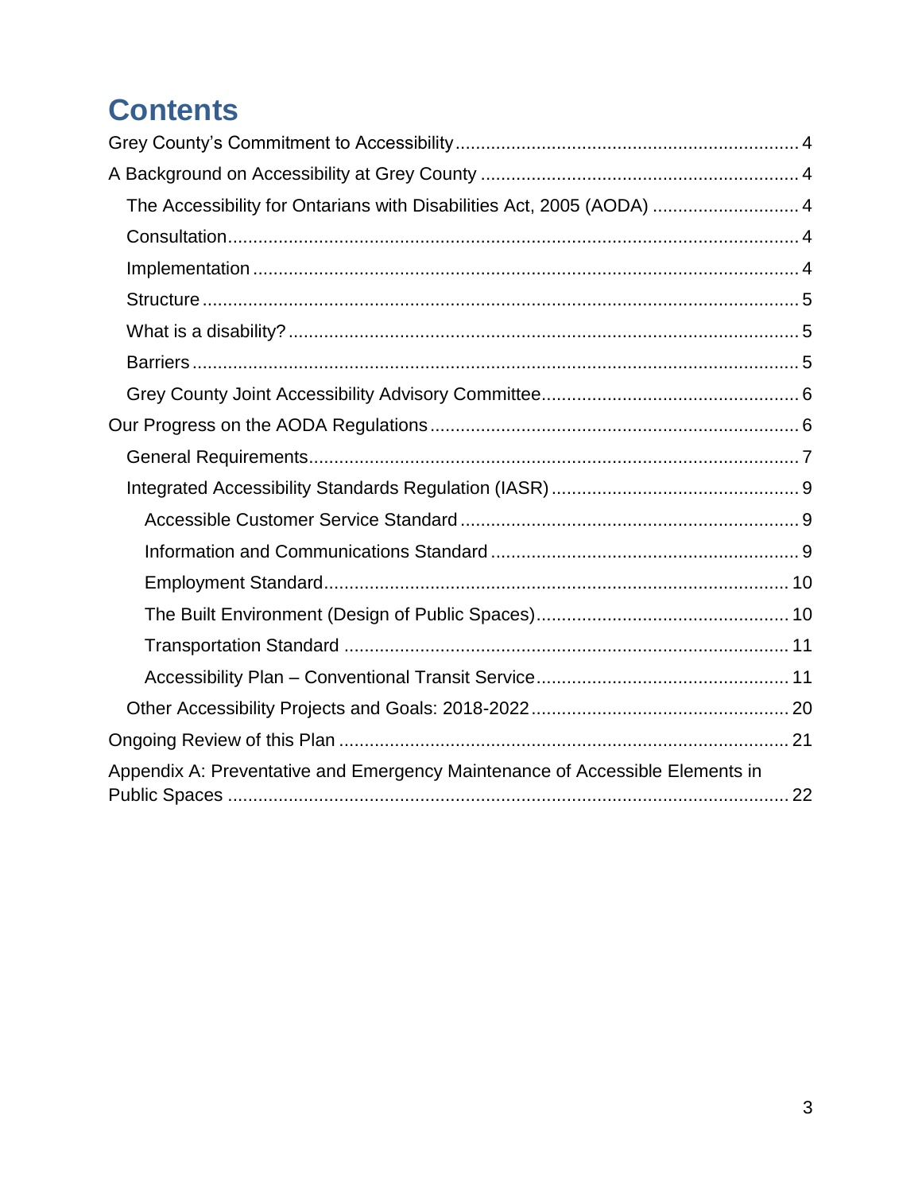# Contents

Grey County's Commitment to Accessibility ... 4

A Background on Accessibility at Grey County ... 4

- The Accessibility for Ontarians with Disabilities Act, 2005 (AODA) ... 4
- Consultation ... 4
- Implementation ... 4
- Structure ... 5
- What is a disability? ... 5
- Barriers ... 5
- Grey County Joint Accessibility Advisory Committee ... 6

Our Progress on the AODA Regulations ... 6

- General Requirements ... 7
- Integrated Accessibility Standards Regulation (IASR) ... 9
  - Accessible Customer Service Standard ... 9
  - Information and Communications Standard ... 9
  - Employment Standard ... 10
  - The Built Environment (Design of Public Spaces) ... 10
  - Transportation Standard ... 11
  - Accessibility Plan – Conventional Transit Service ... 11
- Other Accessibility Projects and Goals: 2018-2022 ... 20

Ongoing Review of this Plan ... 21

Appendix A: Preventative and Emergency Maintenance of Accessible Elements in Public Spaces ... 22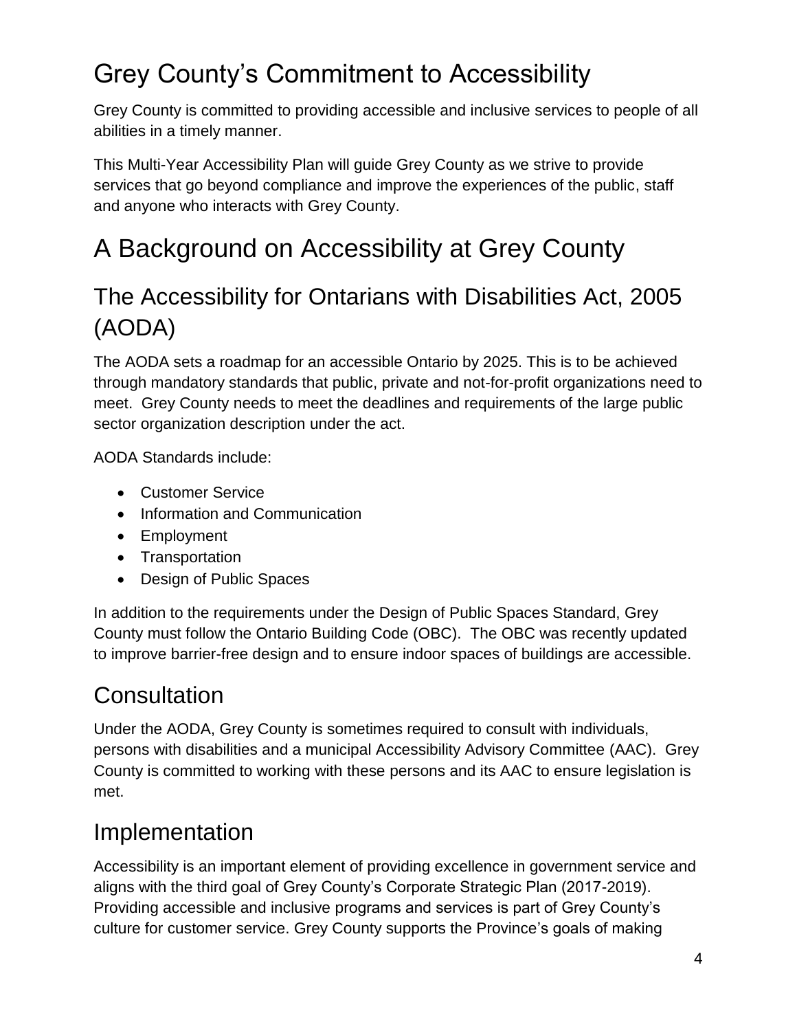# Grey County's Commitment to Accessibility

Grey County is committed to providing accessible and inclusive services to people of all abilities in a timely manner.

This Multi-Year Accessibility Plan will guide Grey County as we strive to provide services that go beyond compliance and improve the experiences of the public, staff and anyone who interacts with Grey County.

# A Background on Accessibility at Grey County

## The Accessibility for Ontarians with Disabilities Act, 2005 (AODA)

The AODA sets a roadmap for an accessible Ontario by 2025. This is to be achieved through mandatory standards that public, private and not-for-profit organizations need to meet. Grey County needs to meet the deadlines and requirements of the large public sector organization description under the act.

AODA Standards include:

- Customer Service
- Information and Communication
- Employment
- Transportation
- Design of Public Spaces

In addition to the requirements under the Design of Public Spaces Standard, Grey County must follow the Ontario Building Code (OBC). The OBC was recently updated to improve barrier-free design and to ensure indoor spaces of buildings are accessible.

## Consultation

Under the AODA, Grey County is sometimes required to consult with individuals, persons with disabilities and a municipal Accessibility Advisory Committee (AAC). Grey County is committed to working with these persons and its AAC to ensure legislation is met.

## Implementation

Accessibility is an important element of providing excellence in government service and aligns with the third goal of Grey County's Corporate Strategic Plan (2017-2019). Providing accessible and inclusive programs and services is part of Grey County's culture for customer service. Grey County supports the Province's goals of making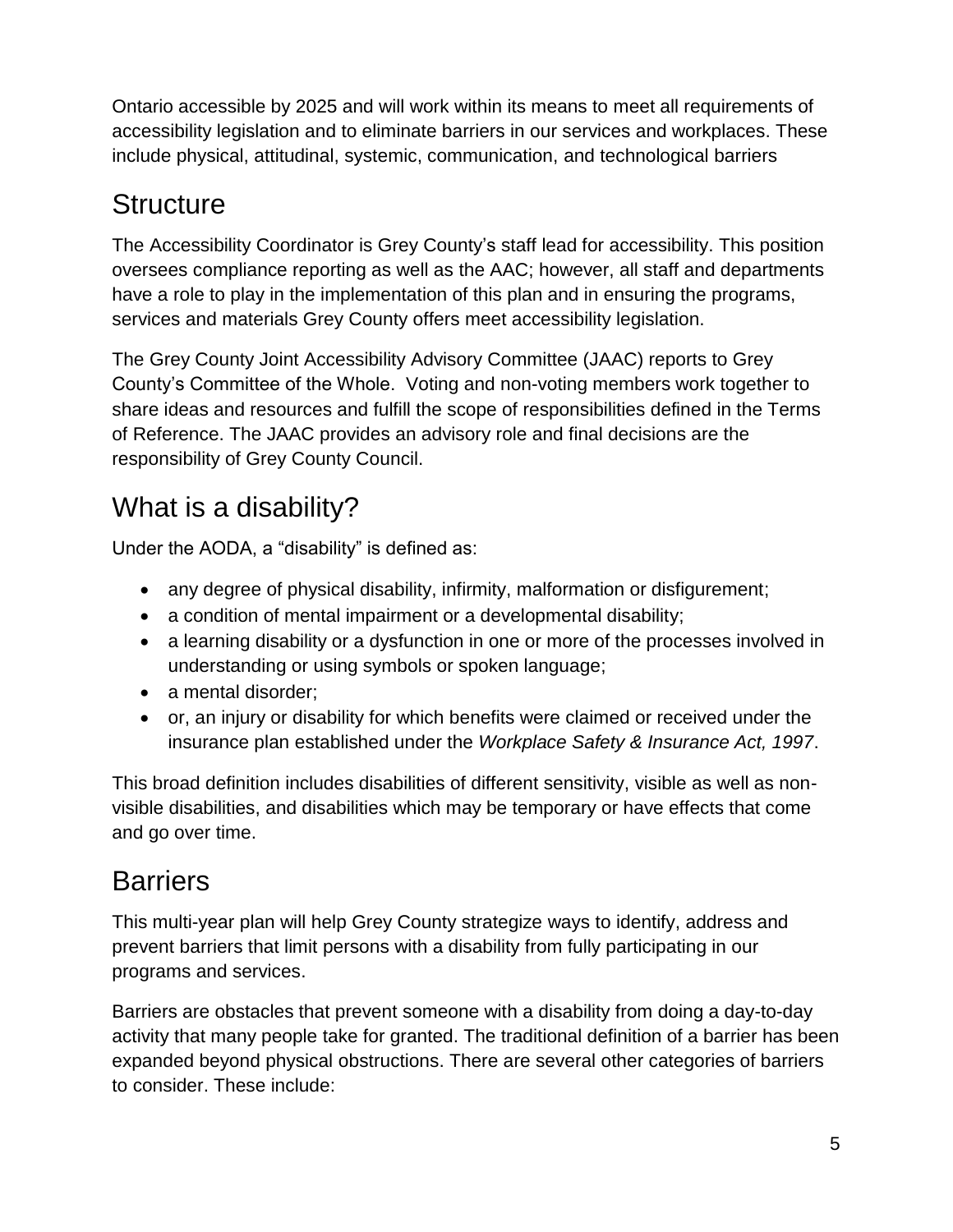Ontario accessible by 2025 and will work within its means to meet all requirements of accessibility legislation and to eliminate barriers in our services and workplaces. These include physical, attitudinal, systemic, communication, and technological barriers

## Structure

The Accessibility Coordinator is Grey County's staff lead for accessibility. This position oversees compliance reporting as well as the AAC; however, all staff and departments have a role to play in the implementation of this plan and in ensuring the programs, services and materials Grey County offers meet accessibility legislation.

The Grey County Joint Accessibility Advisory Committee (JAAC) reports to Grey County's Committee of the Whole. Voting and non-voting members work together to share ideas and resources and fulfill the scope of responsibilities defined in the Terms of Reference. The JAAC provides an advisory role and final decisions are the responsibility of Grey County Council.

## What is a disability?

Under the AODA, a "disability" is defined as:

- any degree of physical disability, infirmity, malformation or disfigurement;
- a condition of mental impairment or a developmental disability;
- a learning disability or a dysfunction in one or more of the processes involved in understanding or using symbols or spoken language;
- a mental disorder;
- or, an injury or disability for which benefits were claimed or received under the insurance plan established under the *Workplace Safety & Insurance Act, 1997*.

This broad definition includes disabilities of different sensitivity, visible as well as non-visible disabilities, and disabilities which may be temporary or have effects that come and go over time.

## Barriers

This multi-year plan will help Grey County strategize ways to identify, address and prevent barriers that limit persons with a disability from fully participating in our programs and services.

Barriers are obstacles that prevent someone with a disability from doing a day-to-day activity that many people take for granted. The traditional definition of a barrier has been expanded beyond physical obstructions. There are several other categories of barriers to consider. These include: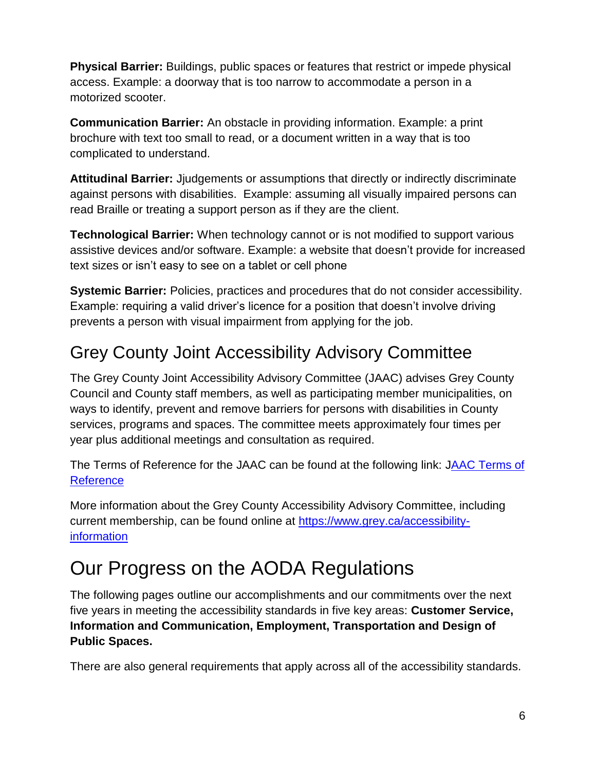**Physical Barrier:** Buildings, public spaces or features that restrict or impede physical access. Example: a doorway that is too narrow to accommodate a person in a motorized scooter.

**Communication Barrier:** An obstacle in providing information. Example: a print brochure with text too small to read, or a document written in a way that is too complicated to understand.

**Attitudinal Barrier:** Jjudgements or assumptions that directly or indirectly discriminate against persons with disabilities. Example: assuming all visually impaired persons can read Braille or treating a support person as if they are the client.

**Technological Barrier:** When technology cannot or is not modified to support various assistive devices and/or software. Example: a website that doesn't provide for increased text sizes or isn't easy to see on a tablet or cell phone

**Systemic Barrier:** Policies, practices and procedures that do not consider accessibility. Example: requiring a valid driver's licence for a position that doesn't involve driving prevents a person with visual impairment from applying for the job.

## Grey County Joint Accessibility Advisory Committee

The Grey County Joint Accessibility Advisory Committee (JAAC) advises Grey County Council and County staff members, as well as participating member municipalities, on ways to identify, prevent and remove barriers for persons with disabilities in County services, programs and spaces. The committee meets approximately four times per year plus additional meetings and consultation as required.

The Terms of Reference for the JAAC can be found at the following link: [JAAC Terms of Reference]()

More information about the Grey County Accessibility Advisory Committee, including current membership, can be found online at [https://www.grey.ca/accessibility-information](https://www.grey.ca/accessibility-information)

# Our Progress on the AODA Regulations

The following pages outline our accomplishments and our commitments over the next five years in meeting the accessibility standards in five key areas: **Customer Service, Information and Communication, Employment, Transportation and Design of Public Spaces.**

There are also general requirements that apply across all of the accessibility standards.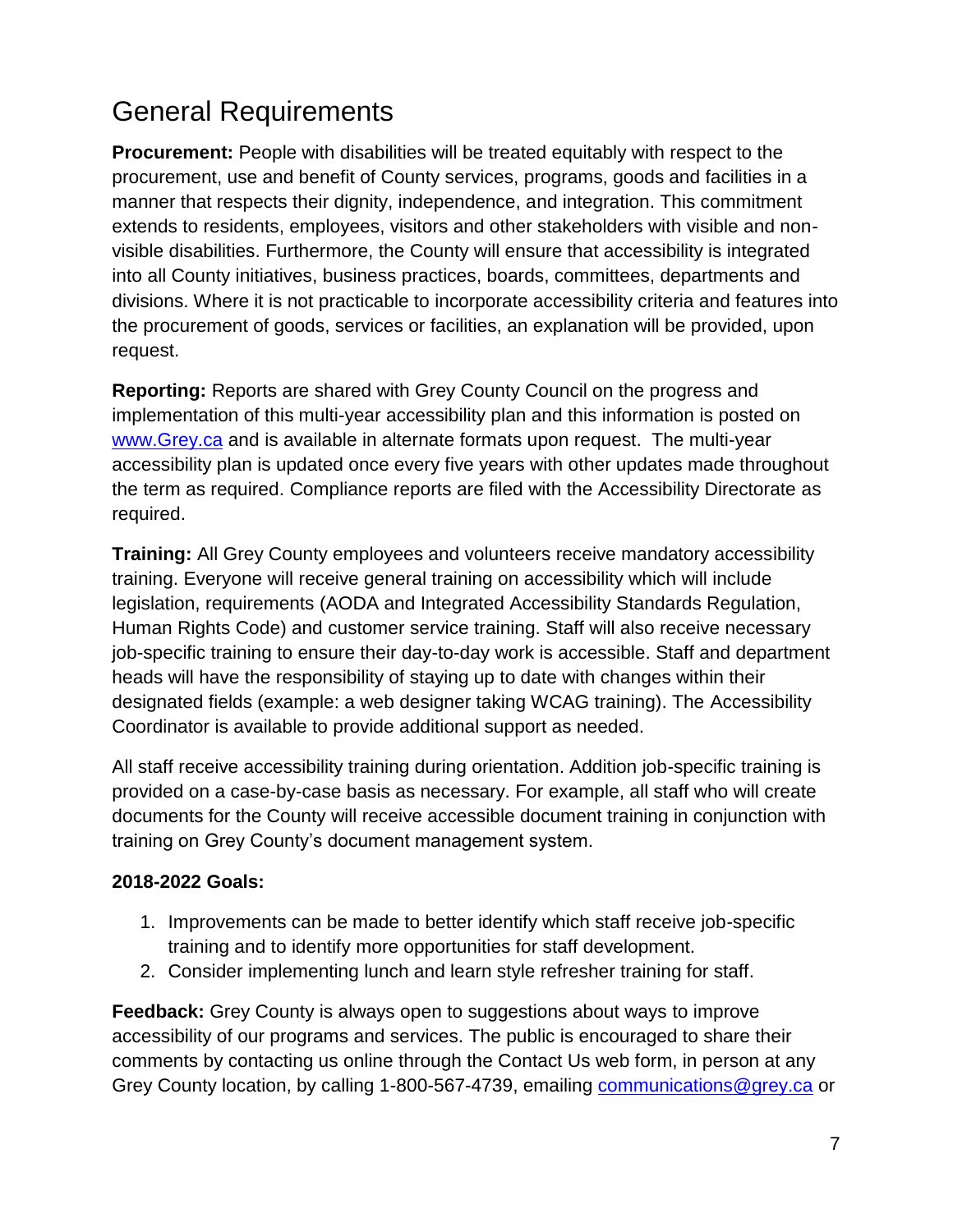## General Requirements

**Procurement:** People with disabilities will be treated equitably with respect to the procurement, use and benefit of County services, programs, goods and facilities in a manner that respects their dignity, independence, and integration. This commitment extends to residents, employees, visitors and other stakeholders with visible and non-visible disabilities. Furthermore, the County will ensure that accessibility is integrated into all County initiatives, business practices, boards, committees, departments and divisions. Where it is not practicable to incorporate accessibility criteria and features into the procurement of goods, services or facilities, an explanation will be provided, upon request.

**Reporting:** Reports are shared with Grey County Council on the progress and implementation of this multi-year accessibility plan and this information is posted on [www.Grey.ca](http://www.Grey.ca) and is available in alternate formats upon request. The multi-year accessibility plan is updated once every five years with other updates made throughout the term as required. Compliance reports are filed with the Accessibility Directorate as required.

**Training:** All Grey County employees and volunteers receive mandatory accessibility training. Everyone will receive general training on accessibility which will include legislation, requirements (AODA and Integrated Accessibility Standards Regulation, Human Rights Code) and customer service training. Staff will also receive necessary job-specific training to ensure their day-to-day work is accessible. Staff and department heads will have the responsibility of staying up to date with changes within their designated fields (example: a web designer taking WCAG training). The Accessibility Coordinator is available to provide additional support as needed.

All staff receive accessibility training during orientation. Addition job-specific training is provided on a case-by-case basis as necessary. For example, all staff who will create documents for the County will receive accessible document training in conjunction with training on Grey County's document management system.

**2018-2022 Goals:**

1. Improvements can be made to better identify which staff receive job-specific training and to identify more opportunities for staff development.
2. Consider implementing lunch and learn style refresher training for staff.

**Feedback:** Grey County is always open to suggestions about ways to improve accessibility of our programs and services. The public is encouraged to share their comments by contacting us online through the Contact Us web form, in person at any Grey County location, by calling 1-800-567-4739, emailing [communications@grey.ca](mailto:communications@grey.ca) or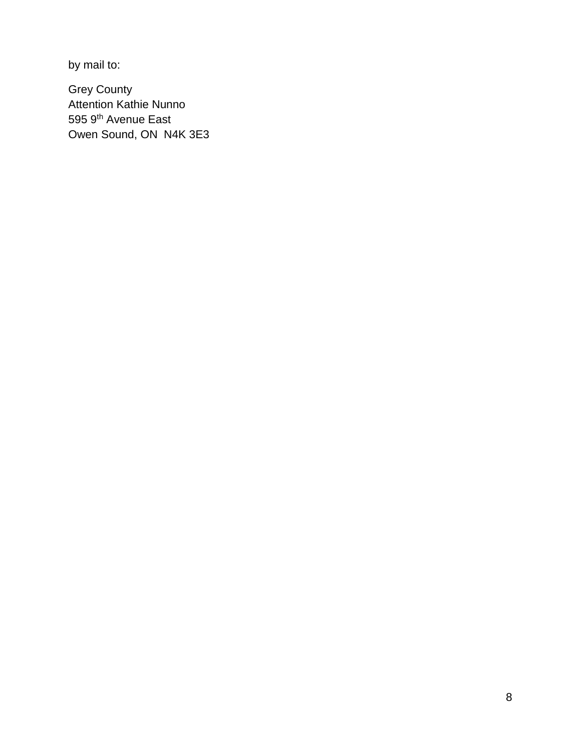by mail to:

Grey County  
Attention Kathie Nunno  
595 9th Avenue East  
Owen Sound, ON  N4K 3E3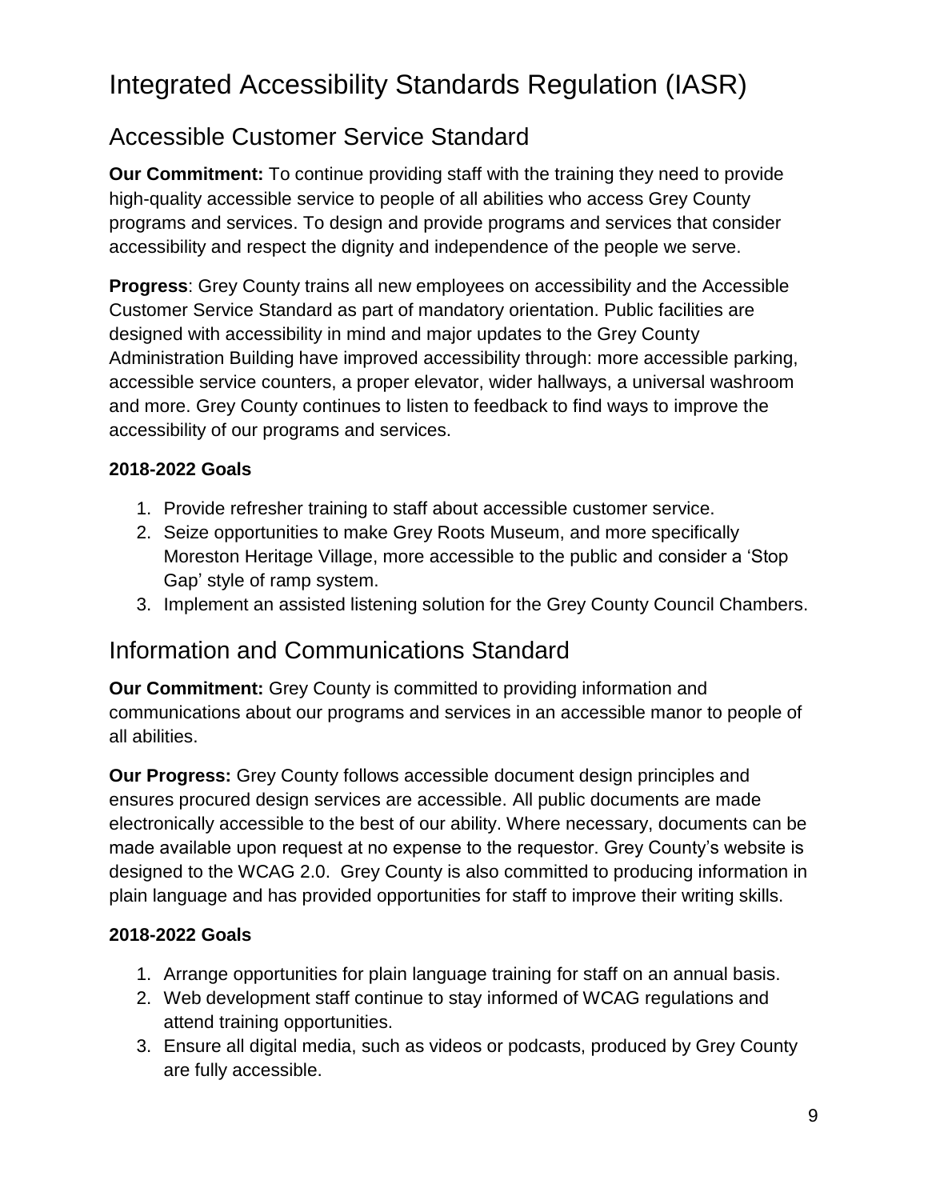# Integrated Accessibility Standards Regulation (IASR)

## Accessible Customer Service Standard

**Our Commitment:** To continue providing staff with the training they need to provide high-quality accessible service to people of all abilities who access Grey County programs and services. To design and provide programs and services that consider accessibility and respect the dignity and independence of the people we serve.

**Progress**: Grey County trains all new employees on accessibility and the Accessible Customer Service Standard as part of mandatory orientation. Public facilities are designed with accessibility in mind and major updates to the Grey County Administration Building have improved accessibility through: more accessible parking, accessible service counters, a proper elevator, wider hallways, a universal washroom and more. Grey County continues to listen to feedback to find ways to improve the accessibility of our programs and services.

### 2018-2022 Goals

1. Provide refresher training to staff about accessible customer service.
2. Seize opportunities to make Grey Roots Museum, and more specifically Moreston Heritage Village, more accessible to the public and consider a 'Stop Gap' style of ramp system.
3. Implement an assisted listening solution for the Grey County Council Chambers.

## Information and Communications Standard

**Our Commitment:** Grey County is committed to providing information and communications about our programs and services in an accessible manor to people of all abilities.

**Our Progress:** Grey County follows accessible document design principles and ensures procured design services are accessible. All public documents are made electronically accessible to the best of our ability. Where necessary, documents can be made available upon request at no expense to the requestor. Grey County's website is designed to the WCAG 2.0. Grey County is also committed to producing information in plain language and has provided opportunities for staff to improve their writing skills.

### 2018-2022 Goals

1. Arrange opportunities for plain language training for staff on an annual basis.
2. Web development staff continue to stay informed of WCAG regulations and attend training opportunities.
3. Ensure all digital media, such as videos or podcasts, produced by Grey County are fully accessible.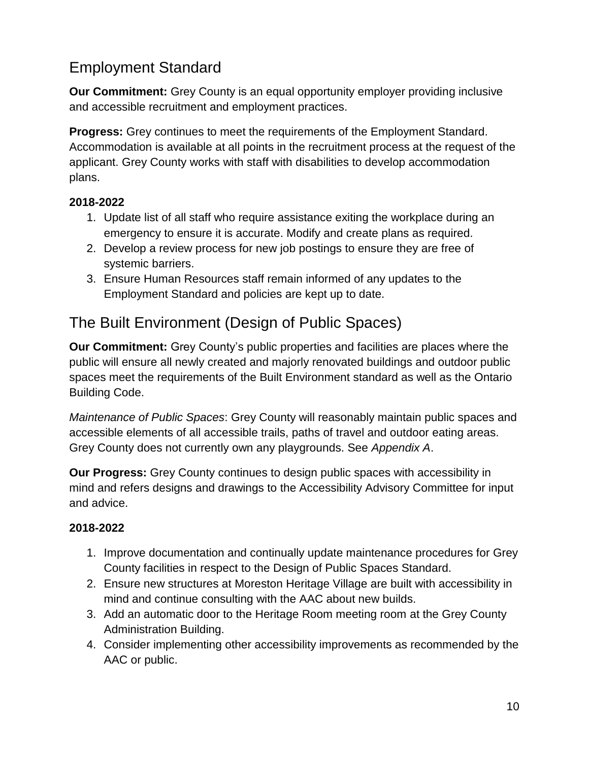## Employment Standard

**Our Commitment:** Grey County is an equal opportunity employer providing inclusive and accessible recruitment and employment practices.

**Progress:** Grey continues to meet the requirements of the Employment Standard. Accommodation is available at all points in the recruitment process at the request of the applicant. Grey County works with staff with disabilities to develop accommodation plans.

**2018-2022**

1. Update list of all staff who require assistance exiting the workplace during an emergency to ensure it is accurate. Modify and create plans as required.
2. Develop a review process for new job postings to ensure they are free of systemic barriers.
3. Ensure Human Resources staff remain informed of any updates to the Employment Standard and policies are kept up to date.

## The Built Environment (Design of Public Spaces)

**Our Commitment:** Grey County's public properties and facilities are places where the public will ensure all newly created and majorly renovated buildings and outdoor public spaces meet the requirements of the Built Environment standard as well as the Ontario Building Code.

*Maintenance of Public Spaces*: Grey County will reasonably maintain public spaces and accessible elements of all accessible trails, paths of travel and outdoor eating areas. Grey County does not currently own any playgrounds. See *Appendix A*.

**Our Progress:** Grey County continues to design public spaces with accessibility in mind and refers designs and drawings to the Accessibility Advisory Committee for input and advice.

**2018-2022**

1. Improve documentation and continually update maintenance procedures for Grey County facilities in respect to the Design of Public Spaces Standard.
2. Ensure new structures at Moreston Heritage Village are built with accessibility in mind and continue consulting with the AAC about new builds.
3. Add an automatic door to the Heritage Room meeting room at the Grey County Administration Building.
4. Consider implementing other accessibility improvements as recommended by the AAC or public.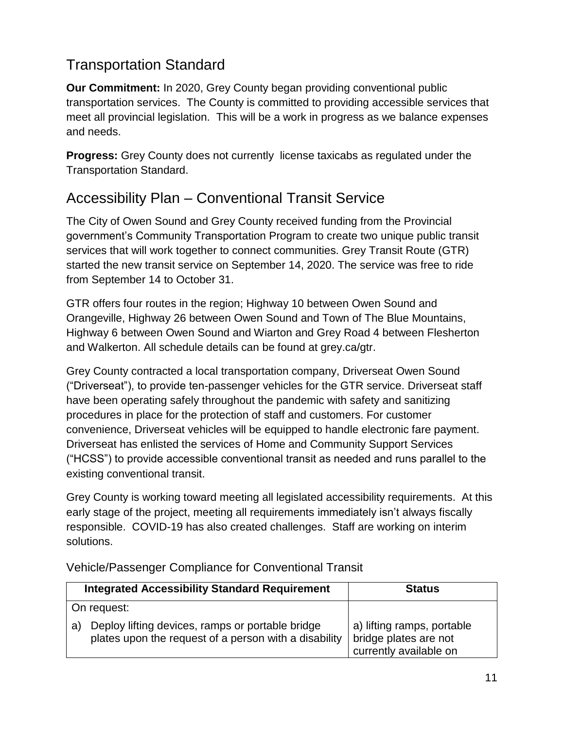## Transportation Standard

**Our Commitment:** In 2020, Grey County began providing conventional public transportation services. The County is committed to providing accessible services that meet all provincial legislation. This will be a work in progress as we balance expenses and needs.

**Progress:** Grey County does not currently license taxicabs as regulated under the Transportation Standard.

## Accessibility Plan – Conventional Transit Service

The City of Owen Sound and Grey County received funding from the Provincial government's Community Transportation Program to create two unique public transit services that will work together to connect communities. Grey Transit Route (GTR) started the new transit service on September 14, 2020. The service was free to ride from September 14 to October 31.

GTR offers four routes in the region; Highway 10 between Owen Sound and Orangeville, Highway 26 between Owen Sound and Town of The Blue Mountains, Highway 6 between Owen Sound and Wiarton and Grey Road 4 between Flesherton and Walkerton. All schedule details can be found at grey.ca/gtr.

Grey County contracted a local transportation company, Driverseat Owen Sound ("Driverseat"), to provide ten-passenger vehicles for the GTR service. Driverseat staff have been operating safely throughout the pandemic with safety and sanitizing procedures in place for the protection of staff and customers. For customer convenience, Driverseat vehicles will be equipped to handle electronic fare payment. Driverseat has enlisted the services of Home and Community Support Services ("HCSS") to provide accessible conventional transit as needed and runs parallel to the existing conventional transit.

Grey County is working toward meeting all legislated accessibility requirements. At this early stage of the project, meeting all requirements immediately isn't always fiscally responsible. COVID-19 has also created challenges. Staff are working on interim solutions.

### Vehicle/Passenger Compliance for Conventional Transit

| Integrated Accessibility Standard Requirement | Status |
|---|---|
| On request: | |
| a) Deploy lifting devices, ramps or portable bridge plates upon the request of a person with a disability | a) lifting ramps, portable bridge plates are not currently available on |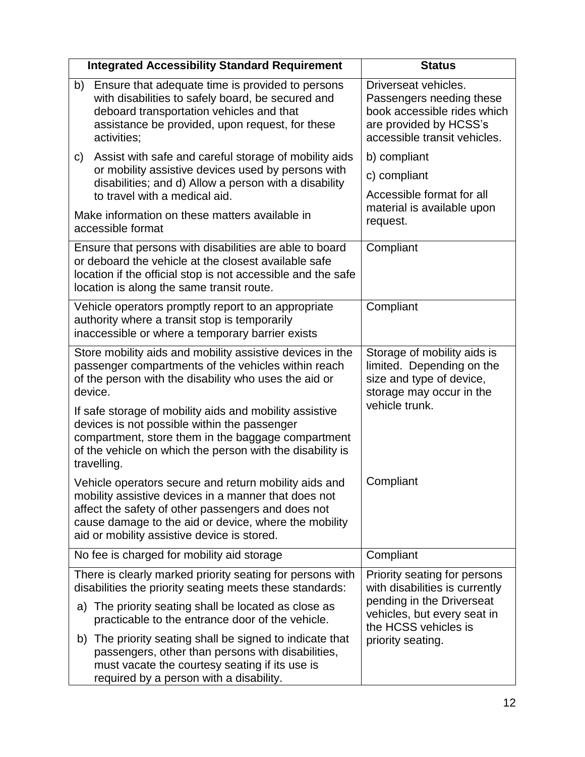| Integrated Accessibility Standard Requirement | Status |
|---|---|
| b) Ensure that adequate time is provided to persons with disabilities to safely board, be secured and deboard transportation vehicles and that assistance be provided, upon request, for these activities;<br><br>c) Assist with safe and careful storage of mobility aids or mobility assistive devices used by persons with disabilities; and d) Allow a person with a disability to travel with a medical aid.<br><br>Make information on these matters available in accessible format | Driverseat vehicles. Passengers needing these book accessible rides which are provided by HCSS's accessible transit vehicles.<br><br>b) compliant<br><br>c) compliant<br><br>Accessible format for all material is available upon request. |
| Ensure that persons with disabilities are able to board or deboard the vehicle at the closest available safe location if the official stop is not accessible and the safe location is along the same transit route. | Compliant |
| Vehicle operators promptly report to an appropriate authority where a transit stop is temporarily inaccessible or where a temporary barrier exists | Compliant |
| Store mobility aids and mobility assistive devices in the passenger compartments of the vehicles within reach of the person with the disability who uses the aid or device.<br><br>If safe storage of mobility aids and mobility assistive devices is not possible within the passenger compartment, store them in the baggage compartment of the vehicle on which the person with the disability is travelling.<br><br>Vehicle operators secure and return mobility aids and mobility assistive devices in a manner that does not affect the safety of other passengers and does not cause damage to the aid or device, where the mobility aid or mobility assistive device is stored. | Storage of mobility aids is limited. Depending on the size and type of device, storage may occur in the vehicle trunk.<br><br>Compliant |
| No fee is charged for mobility aid storage | Compliant |
| There is clearly marked priority seating for persons with disabilities the priority seating meets these standards:<br><br>a) The priority seating shall be located as close as practicable to the entrance door of the vehicle.<br><br>b) The priority seating shall be signed to indicate that passengers, other than persons with disabilities, must vacate the courtesy seating if its use is required by a person with a disability. | Priority seating for persons with disabilities is currently pending in the Driverseat vehicles, but every seat in the HCSS vehicles is priority seating. |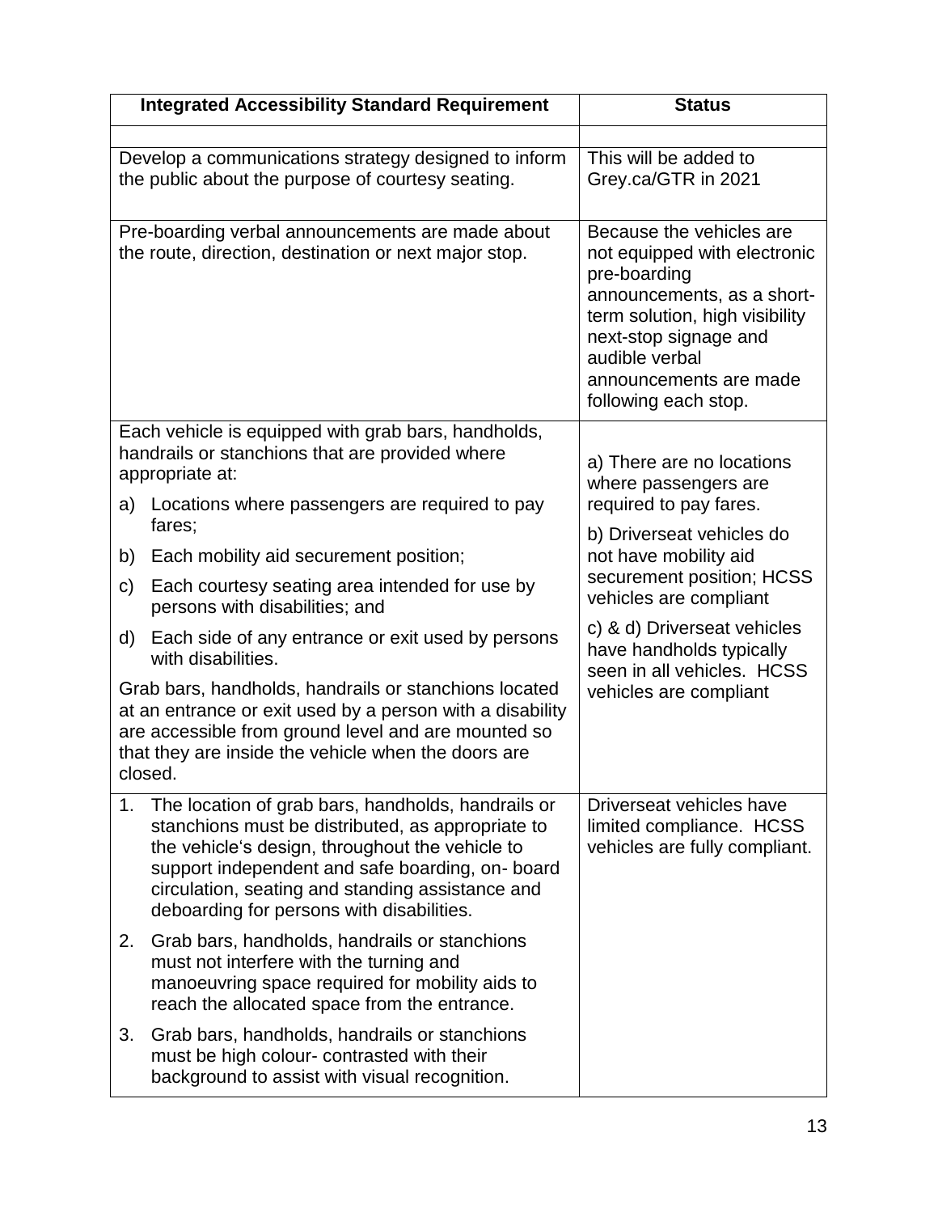| Integrated Accessibility Standard Requirement | Status |
| --- | --- |
| | |
| Develop a communications strategy designed to inform the public about the purpose of courtesy seating. | This will be added to Grey.ca/GTR in 2021 |
| Pre-boarding verbal announcements are made about the route, direction, destination or next major stop. | Because the vehicles are not equipped with electronic pre-boarding announcements, as a short-term solution, high visibility next-stop signage and audible verbal announcements are made following each stop. |
| Each vehicle is equipped with grab bars, handholds, handrails or stanchions that are provided where appropriate at:<br>a) Locations where passengers are required to pay fares;<br>b) Each mobility aid securement position;<br>c) Each courtesy seating area intended for use by persons with disabilities; and<br>d) Each side of any entrance or exit used by persons with disabilities.<br>Grab bars, handholds, handrails or stanchions located at an entrance or exit used by a person with a disability are accessible from ground level and are mounted so that they are inside the vehicle when the doors are closed. | a) There are no locations where passengers are required to pay fares.<br>b) Driverseat vehicles do not have mobility aid securement position; HCSS vehicles are compliant<br>c) & d) Driverseat vehicles have handholds typically seen in all vehicles. HCSS vehicles are compliant |
| 1. The location of grab bars, handholds, handrails or stanchions must be distributed, as appropriate to the vehicle's design, throughout the vehicle to support independent and safe boarding, on- board circulation, seating and standing assistance and deboarding for persons with disabilities.<br>2. Grab bars, handholds, handrails or stanchions must not interfere with the turning and manoeuvring space required for mobility aids to reach the allocated space from the entrance.<br>3. Grab bars, handholds, handrails or stanchions must be high colour- contrasted with their background to assist with visual recognition. | Driverseat vehicles have limited compliance. HCSS vehicles are fully compliant. |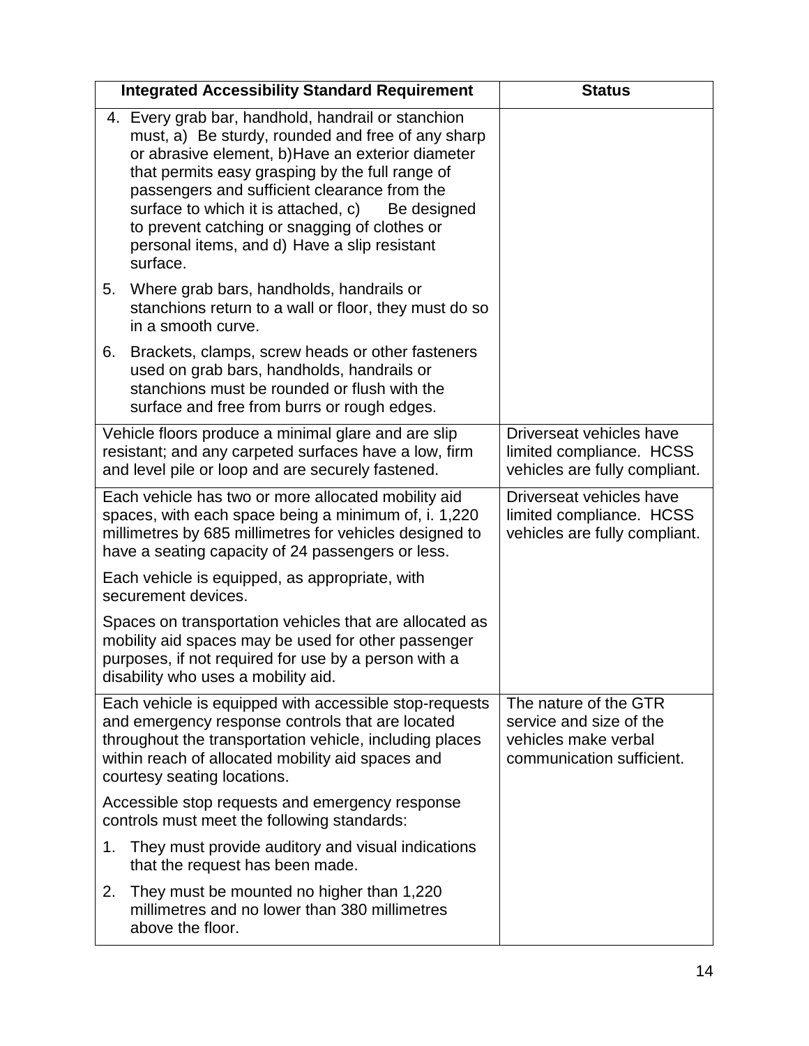| Integrated Accessibility Standard Requirement | Status |
|---|---|
| 4. Every grab bar, handhold, handrail or stanchion must, a) Be sturdy, rounded and free of any sharp or abrasive element, b)Have an exterior diameter that permits easy grasping by the full range of passengers and sufficient clearance from the surface to which it is attached, c) Be designed to prevent catching or snagging of clothes or personal items, and d) Have a slip resistant surface.<br><br>5. Where grab bars, handholds, handrails or stanchions return to a wall or floor, they must do so in a smooth curve.<br><br>6. Brackets, clamps, screw heads or other fasteners used on grab bars, handholds, handrails or stanchions must be rounded or flush with the surface and free from burrs or rough edges. | |
| Vehicle floors produce a minimal glare and are slip resistant; and any carpeted surfaces have a low, firm and level pile or loop and are securely fastened. | Driverseat vehicles have limited compliance. HCSS vehicles are fully compliant. |
| Each vehicle has two or more allocated mobility aid spaces, with each space being a minimum of, i. 1,220 millimetres by 685 millimetres for vehicles designed to have a seating capacity of 24 passengers or less.<br><br>Each vehicle is equipped, as appropriate, with securement devices.<br><br>Spaces on transportation vehicles that are allocated as mobility aid spaces may be used for other passenger purposes, if not required for use by a person with a disability who uses a mobility aid. | Driverseat vehicles have limited compliance. HCSS vehicles are fully compliant. |
| Each vehicle is equipped with accessible stop-requests and emergency response controls that are located throughout the transportation vehicle, including places within reach of allocated mobility aid spaces and courtesy seating locations.<br><br>Accessible stop requests and emergency response controls must meet the following standards:<br><br>1. They must provide auditory and visual indications that the request has been made.<br><br>2. They must be mounted no higher than 1,220 millimetres and no lower than 380 millimetres above the floor. | The nature of the GTR service and size of the vehicles make verbal communication sufficient. |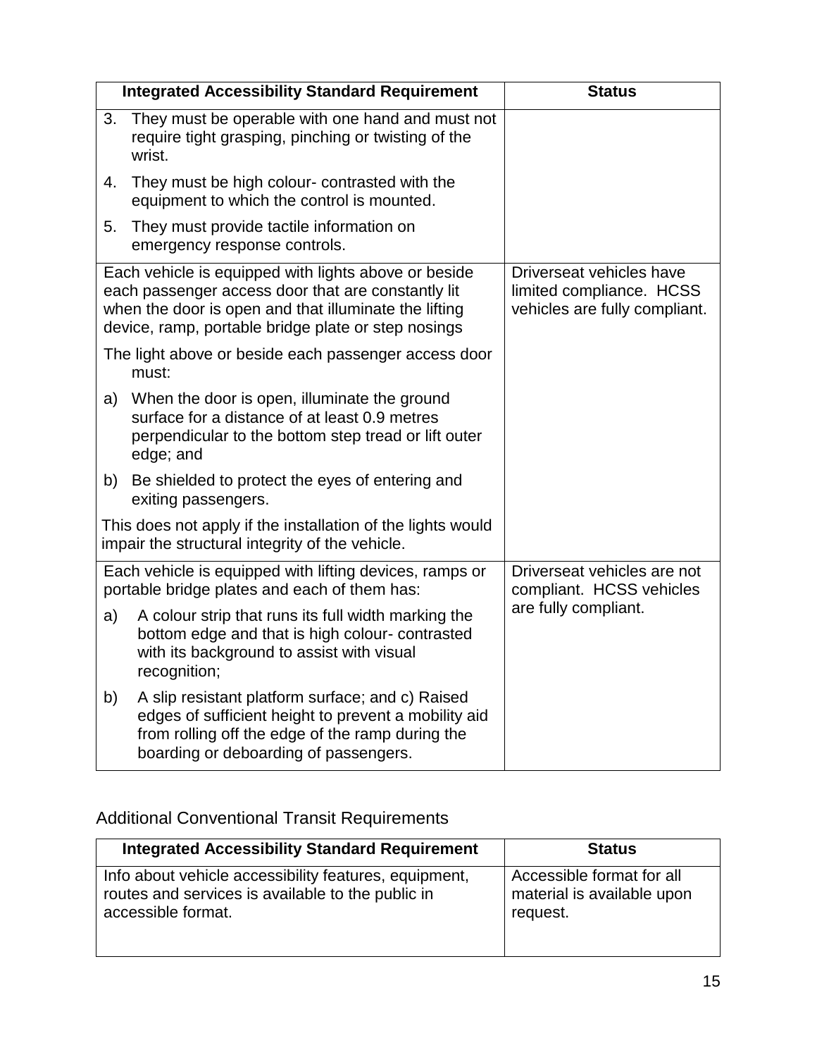| Integrated Accessibility Standard Requirement | Status |
| --- | --- |
| 3. They must be operable with one hand and must not require tight grasping, pinching or twisting of the wrist.<br>4. They must be high colour- contrasted with the equipment to which the control is mounted.<br>5. They must provide tactile information on emergency response controls. | |
| Each vehicle is equipped with lights above or beside each passenger access door that are constantly lit when the door is open and that illuminate the lifting device, ramp, portable bridge plate or step nosings<br>The light above or beside each passenger access door must:<br>a) When the door is open, illuminate the ground surface for a distance of at least 0.9 metres perpendicular to the bottom step tread or lift outer edge; and<br>b) Be shielded to protect the eyes of entering and exiting passengers.<br>This does not apply if the installation of the lights would impair the structural integrity of the vehicle. | Driverseat vehicles have limited compliance. HCSS vehicles are fully compliant. |
| Each vehicle is equipped with lifting devices, ramps or portable bridge plates and each of them has:<br>a) A colour strip that runs its full width marking the bottom edge and that is high colour- contrasted with its background to assist with visual recognition;<br>b) A slip resistant platform surface; and c) Raised edges of sufficient height to prevent a mobility aid from rolling off the edge of the ramp during the boarding or deboarding of passengers. | Driverseat vehicles are not compliant. HCSS vehicles are fully compliant. |

## Additional Conventional Transit Requirements

| Integrated Accessibility Standard Requirement | Status |
| --- | --- |
| Info about vehicle accessibility features, equipment, routes and services is available to the public in accessible format. | Accessible format for all material is available upon request. |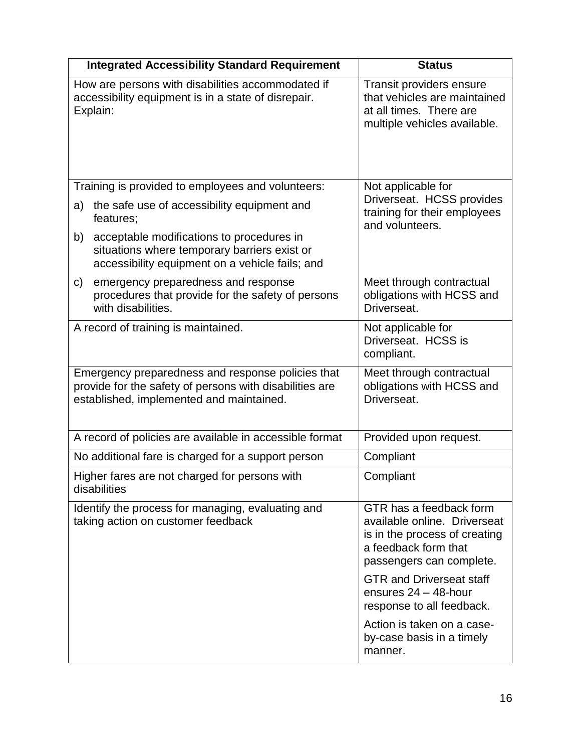| Integrated Accessibility Standard Requirement | Status |
|---|---|
| How are persons with disabilities accommodated if accessibility equipment is in a state of disrepair. Explain: | Transit providers ensure that vehicles are maintained at all times. There are multiple vehicles available. |
| Training is provided to employees and volunteers:<br>a) the safe use of accessibility equipment and features;<br>b) acceptable modifications to procedures in situations where temporary barriers exist or accessibility equipment on a vehicle fails; and | Not applicable for Driverseat. HCSS provides training for their employees and volunteers. |
| c) emergency preparedness and response procedures that provide for the safety of persons with disabilities. | Meet through contractual obligations with HCSS and Driverseat. |
| A record of training is maintained. | Not applicable for Driverseat. HCSS is compliant. |
| Emergency preparedness and response policies that provide for the safety of persons with disabilities are established, implemented and maintained. | Meet through contractual obligations with HCSS and Driverseat. |
| A record of policies are available in accessible format | Provided upon request. |
| No additional fare is charged for a support person | Compliant |
| Higher fares are not charged for persons with disabilities | Compliant |
| Identify the process for managing, evaluating and taking action on customer feedback | GTR has a feedback form available online. Driverseat is in the process of creating a feedback form that passengers can complete.<br>GTR and Driverseat staff ensures 24 – 48-hour response to all feedback.<br>Action is taken on a case-by-case basis in a timely manner. |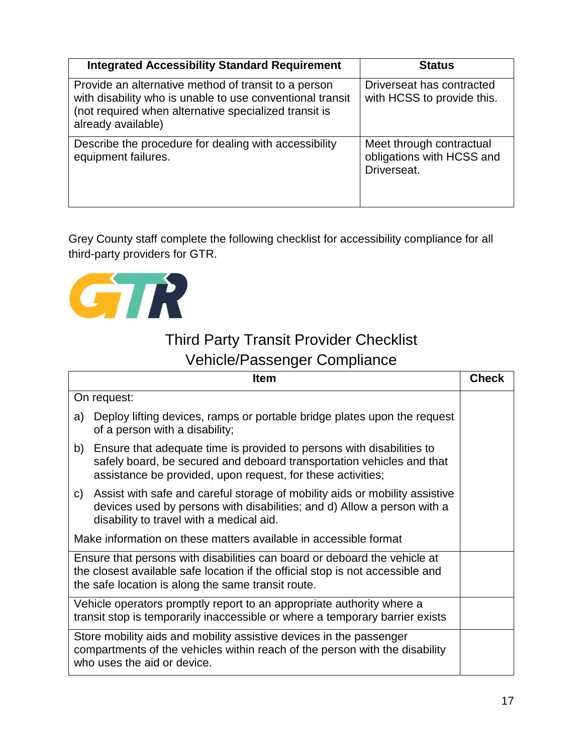| Integrated Accessibility Standard Requirement | Status |
|---|---|
| Provide an alternative method of transit to a person with disability who is unable to use conventional transit (not required when alternative specialized transit is already available) | Driverseat has contracted with HCSS to provide this. |
| Describe the procedure for dealing with accessibility equipment failures. | Meet through contractual obligations with HCSS and Driverseat. |

Grey County staff complete the following checklist for accessibility compliance for all third-party providers for GTR.

GTR

## Third Party Transit Provider Checklist
## Vehicle/Passenger Compliance

| Item | Check |
|---|---|
| On request:<br>a) Deploy lifting devices, ramps or portable bridge plates upon the request of a person with a disability;<br>b) Ensure that adequate time is provided to persons with disabilities to safely board, be secured and deboard transportation vehicles and that assistance be provided, upon request, for these activities;<br>c) Assist with safe and careful storage of mobility aids or mobility assistive devices used by persons with disabilities; and d) Allow a person with a disability to travel with a medical aid.<br>Make information on these matters available in accessible format | |
| Ensure that persons with disabilities can board or deboard the vehicle at the closest available safe location if the official stop is not accessible and the safe location is along the same transit route. | |
| Vehicle operators promptly report to an appropriate authority where a transit stop is temporarily inaccessible or where a temporary barrier exists | |
| Store mobility aids and mobility assistive devices in the passenger compartments of the vehicles within reach of the person with the disability who uses the aid or device. | |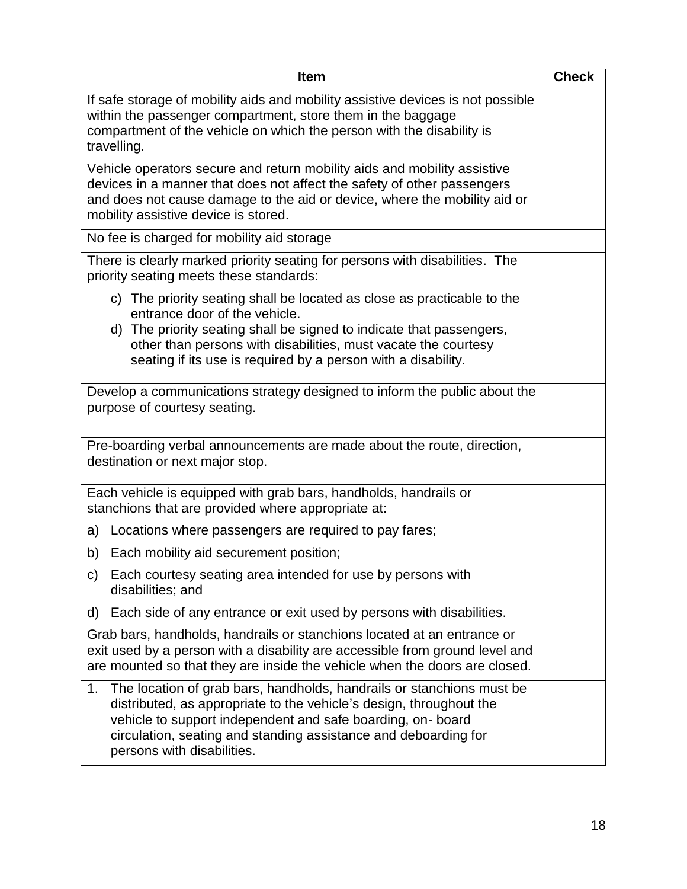| Item | Check |
|---|---|
| If safe storage of mobility aids and mobility assistive devices is not possible within the passenger compartment, store them in the baggage compartment of the vehicle on which the person with the disability is travelling.<br><br>Vehicle operators secure and return mobility aids and mobility assistive devices in a manner that does not affect the safety of other passengers and does not cause damage to the aid or device, where the mobility aid or mobility assistive device is stored. | |
| No fee is charged for mobility aid storage | |
| There is clearly marked priority seating for persons with disabilities. The priority seating meets these standards:<br><br>c) The priority seating shall be located as close as practicable to the entrance door of the vehicle.<br>d) The priority seating shall be signed to indicate that passengers, other than persons with disabilities, must vacate the courtesy seating if its use is required by a person with a disability. | |
| Develop a communications strategy designed to inform the public about the purpose of courtesy seating. | |
| Pre-boarding verbal announcements are made about the route, direction, destination or next major stop. | |
| Each vehicle is equipped with grab bars, handholds, handrails or stanchions that are provided where appropriate at:<br><br>a) Locations where passengers are required to pay fares;<br>b) Each mobility aid securement position;<br>c) Each courtesy seating area intended for use by persons with disabilities; and<br>d) Each side of any entrance or exit used by persons with disabilities.<br><br>Grab bars, handholds, handrails or stanchions located at an entrance or exit used by a person with a disability are accessible from ground level and are mounted so that they are inside the vehicle when the doors are closed. | |
| 1. The location of grab bars, handholds, handrails or stanchions must be distributed, as appropriate to the vehicle's design, throughout the vehicle to support independent and safe boarding, on- board circulation, seating and standing assistance and deboarding for persons with disabilities. | |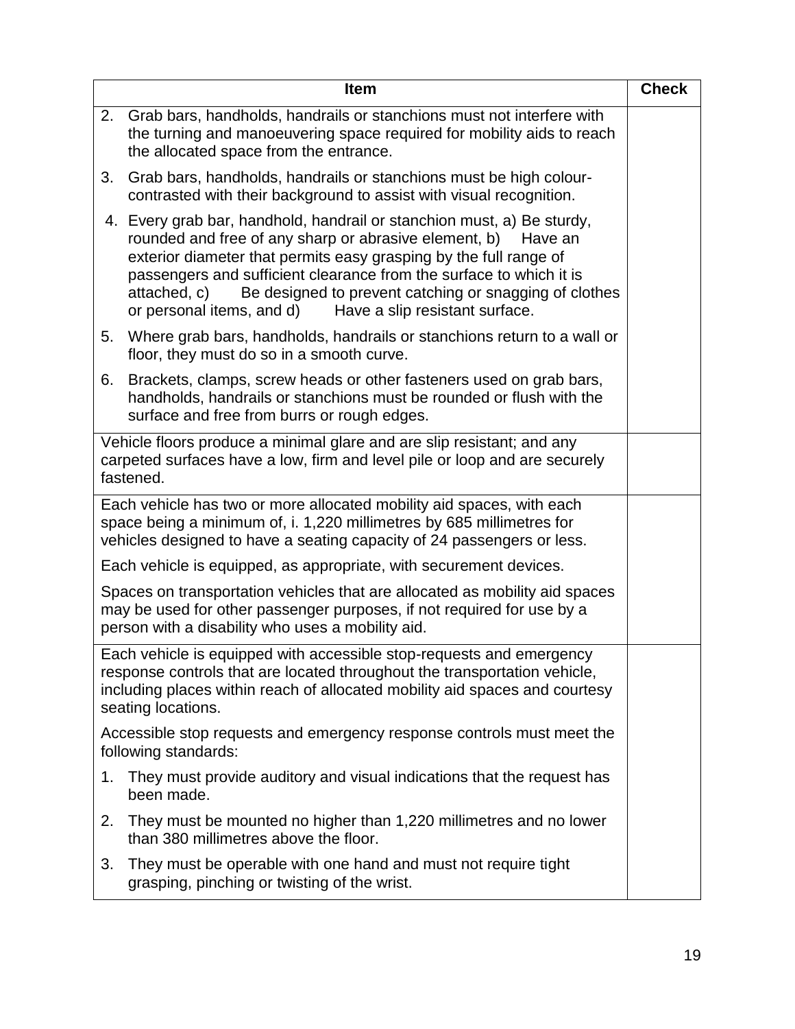| Item | Check |
|---|---|
| 2. Grab bars, handholds, handrails or stanchions must not interfere with the turning and manoeuvering space required for mobility aids to reach the allocated space from the entrance.<br><br>3. Grab bars, handholds, handrails or stanchions must be high colour-contrasted with their background to assist with visual recognition.<br><br>4. Every grab bar, handhold, handrail or stanchion must, a) Be sturdy, rounded and free of any sharp or abrasive element, b) Have an exterior diameter that permits easy grasping by the full range of passengers and sufficient clearance from the surface to which it is attached, c) Be designed to prevent catching or snagging of clothes or personal items, and d) Have a slip resistant surface.<br><br>5. Where grab bars, handholds, handrails or stanchions return to a wall or floor, they must do so in a smooth curve.<br><br>6. Brackets, clamps, screw heads or other fasteners used on grab bars, handholds, handrails or stanchions must be rounded or flush with the surface and free from burrs or rough edges. | |
| Vehicle floors produce a minimal glare and are slip resistant; and any carpeted surfaces have a low, firm and level pile or loop and are securely fastened. | |
| Each vehicle has two or more allocated mobility aid spaces, with each space being a minimum of, i. 1,220 millimetres by 685 millimetres for vehicles designed to have a seating capacity of 24 passengers or less.<br><br>Each vehicle is equipped, as appropriate, with securement devices.<br><br>Spaces on transportation vehicles that are allocated as mobility aid spaces may be used for other passenger purposes, if not required for use by a person with a disability who uses a mobility aid. | |
| Each vehicle is equipped with accessible stop-requests and emergency response controls that are located throughout the transportation vehicle, including places within reach of allocated mobility aid spaces and courtesy seating locations.<br><br>Accessible stop requests and emergency response controls must meet the following standards:<br><br>1. They must provide auditory and visual indications that the request has been made.<br><br>2. They must be mounted no higher than 1,220 millimetres and no lower than 380 millimetres above the floor.<br><br>3. They must be operable with one hand and must not require tight grasping, pinching or twisting of the wrist. | |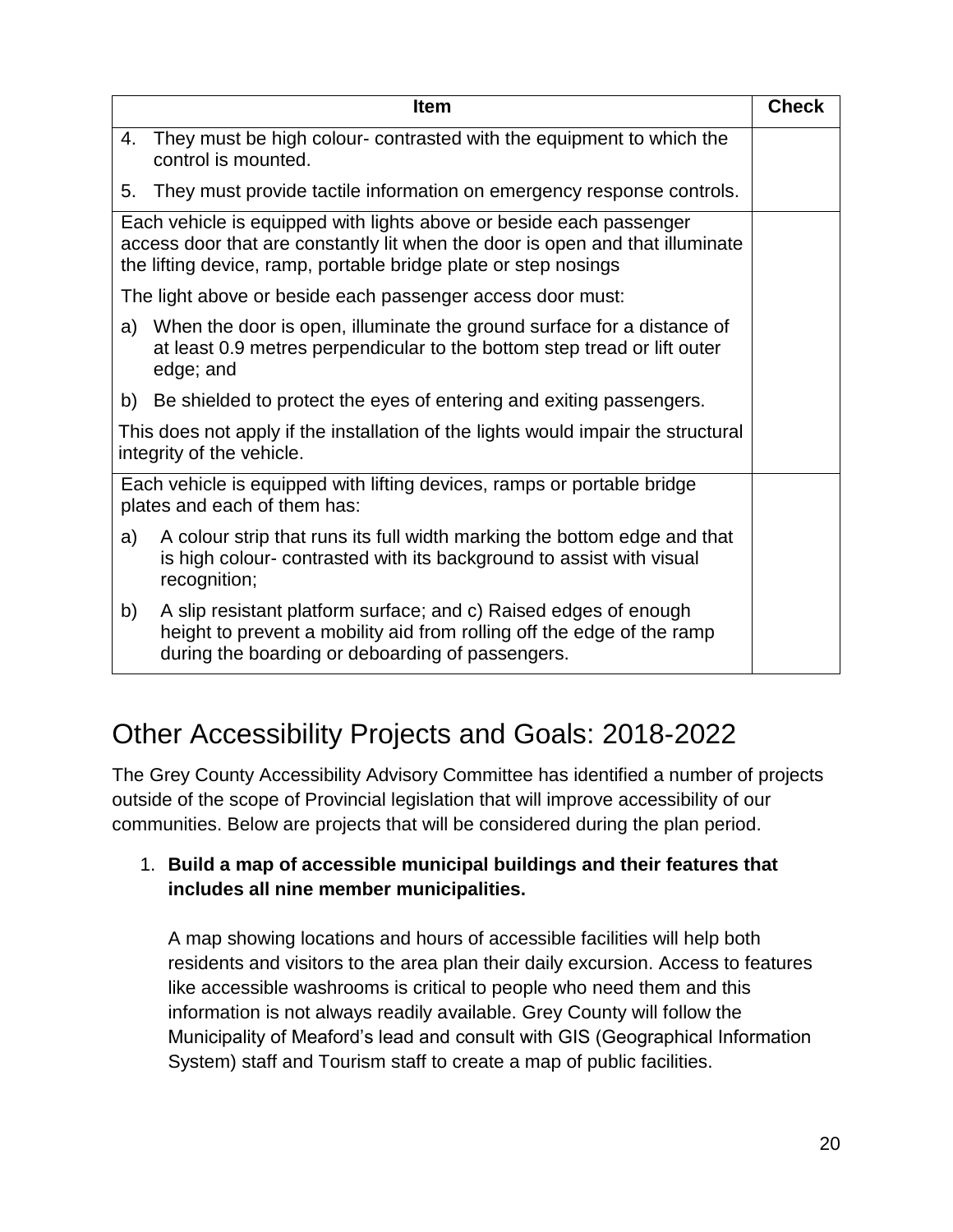| Item | Check |
| --- | --- |
| 4. They must be high colour- contrasted with the equipment to which the control is mounted.<br>5. They must provide tactile information on emergency response controls. | |
| Each vehicle is equipped with lights above or beside each passenger access door that are constantly lit when the door is open and that illuminate the lifting device, ramp, portable bridge plate or step nosings<br>The light above or beside each passenger access door must:<br>a) When the door is open, illuminate the ground surface for a distance of at least 0.9 metres perpendicular to the bottom step tread or lift outer edge; and<br>b) Be shielded to protect the eyes of entering and exiting passengers.<br>This does not apply if the installation of the lights would impair the structural integrity of the vehicle. | |
| Each vehicle is equipped with lifting devices, ramps or portable bridge plates and each of them has:<br>a) A colour strip that runs its full width marking the bottom edge and that is high colour- contrasted with its background to assist with visual recognition;<br>b) A slip resistant platform surface; and c) Raised edges of enough height to prevent a mobility aid from rolling off the edge of the ramp during the boarding or deboarding of passengers. | |

# Other Accessibility Projects and Goals: 2018-2022

The Grey County Accessibility Advisory Committee has identified a number of projects outside of the scope of Provincial legislation that will improve accessibility of our communities. Below are projects that will be considered during the plan period.

1. **Build a map of accessible municipal buildings and their features that includes all nine member municipalities.**

   A map showing locations and hours of accessible facilities will help both residents and visitors to the area plan their daily excursion. Access to features like accessible washrooms is critical to people who need them and this information is not always readily available. Grey County will follow the Municipality of Meaford's lead and consult with GIS (Geographical Information System) staff and Tourism staff to create a map of public facilities.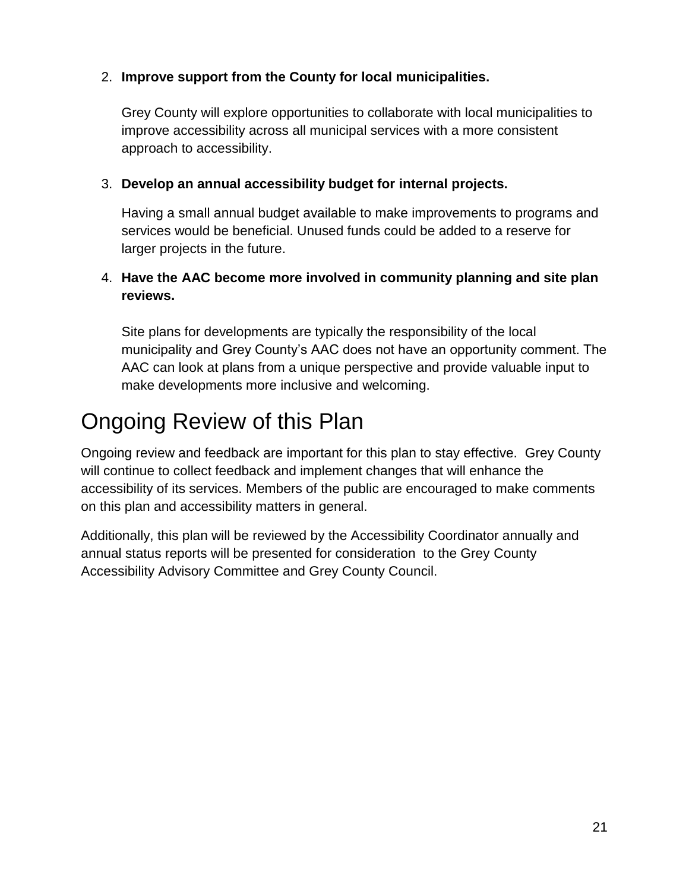2. **Improve support from the County for local municipalities.**

   Grey County will explore opportunities to collaborate with local municipalities to improve accessibility across all municipal services with a more consistent approach to accessibility.

3. **Develop an annual accessibility budget for internal projects.**

   Having a small annual budget available to make improvements to programs and services would be beneficial. Unused funds could be added to a reserve for larger projects in the future.

4. **Have the AAC become more involved in community planning and site plan reviews.**

   Site plans for developments are typically the responsibility of the local municipality and Grey County's AAC does not have an opportunity comment. The AAC can look at plans from a unique perspective and provide valuable input to make developments more inclusive and welcoming.

# Ongoing Review of this Plan

Ongoing review and feedback are important for this plan to stay effective. Grey County will continue to collect feedback and implement changes that will enhance the accessibility of its services. Members of the public are encouraged to make comments on this plan and accessibility matters in general.

Additionally, this plan will be reviewed by the Accessibility Coordinator annually and annual status reports will be presented for consideration to the Grey County Accessibility Advisory Committee and Grey County Council.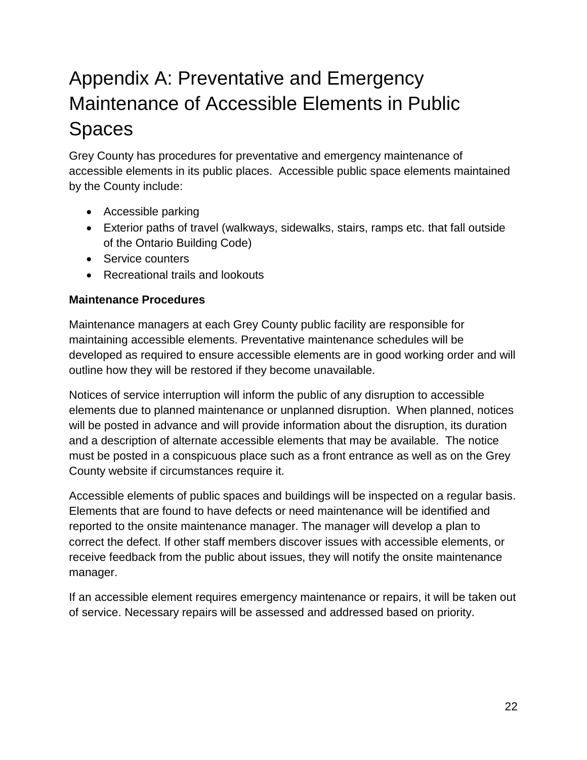# Appendix A: Preventative and Emergency Maintenance of Accessible Elements in Public Spaces

Grey County has procedures for preventative and emergency maintenance of accessible elements in its public places. Accessible public space elements maintained by the County include:

- Accessible parking
- Exterior paths of travel (walkways, sidewalks, stairs, ramps etc. that fall outside of the Ontario Building Code)
- Service counters
- Recreational trails and lookouts

**Maintenance Procedures**

Maintenance managers at each Grey County public facility are responsible for maintaining accessible elements. Preventative maintenance schedules will be developed as required to ensure accessible elements are in good working order and will outline how they will be restored if they become unavailable.

Notices of service interruption will inform the public of any disruption to accessible elements due to planned maintenance or unplanned disruption. When planned, notices will be posted in advance and will provide information about the disruption, its duration and a description of alternate accessible elements that may be available. The notice must be posted in a conspicuous place such as a front entrance as well as on the Grey County website if circumstances require it.

Accessible elements of public spaces and buildings will be inspected on a regular basis. Elements that are found to have defects or need maintenance will be identified and reported to the onsite maintenance manager. The manager will develop a plan to correct the defect. If other staff members discover issues with accessible elements, or receive feedback from the public about issues, they will notify the onsite maintenance manager.

If an accessible element requires emergency maintenance or repairs, it will be taken out of service. Necessary repairs will be assessed and addressed based on priority.